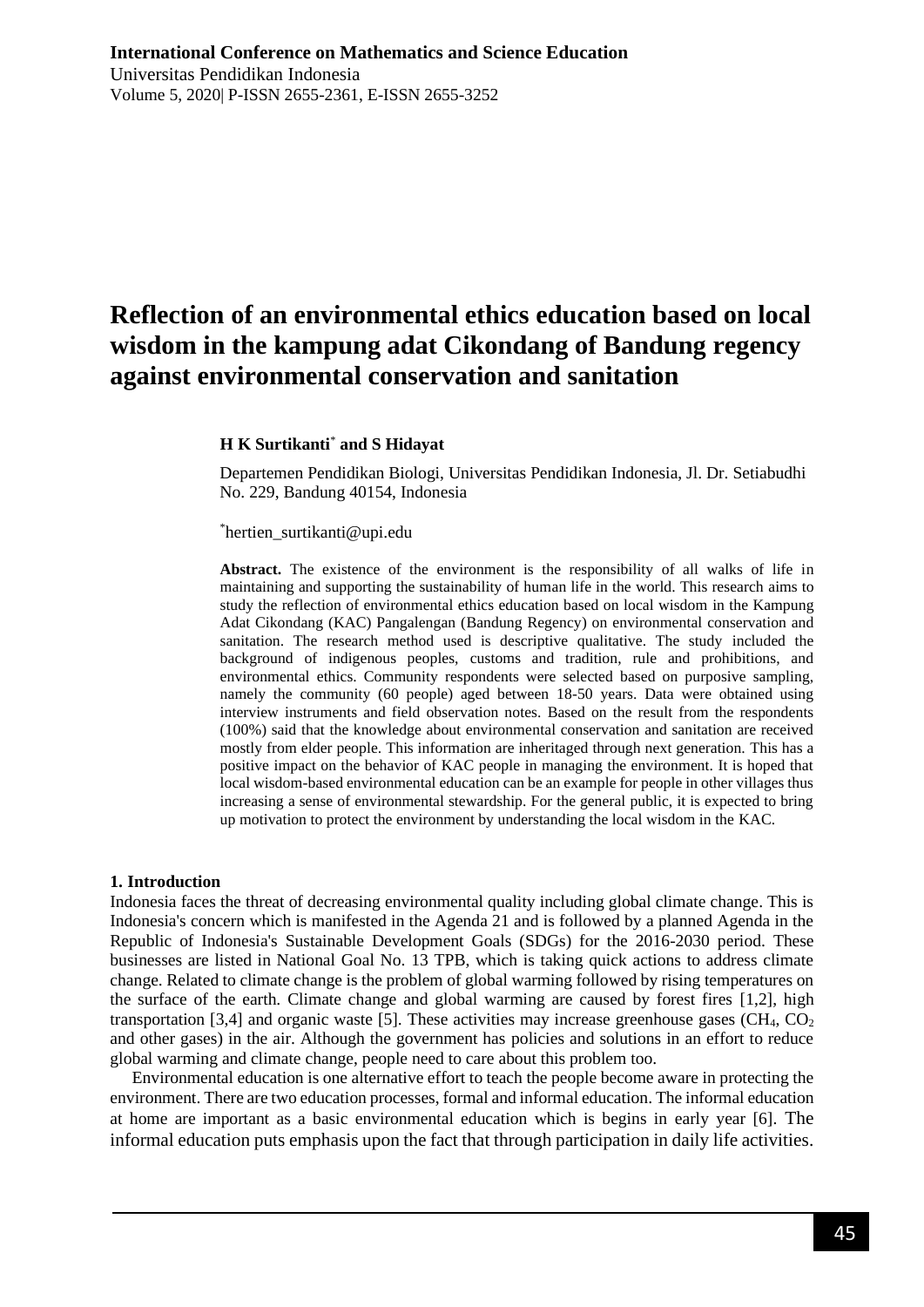# Reflection of an environmental ethics education based on local wisdom in the kampung adat Cikondang of Bandung regency against environmental conservation and sanitation

**H K Surtikanti[*] and S Hidayat**

Departemen Pendidikan Biologi, Universitas Pendidikan Indonesia, Jl. Dr. Setiabudhi No. 229, Bandung 40154, Indonesia

[*]hertien_surtikanti@upi.edu

**Abstract.** The existence of the environment is the responsibility of all walks of life in maintaining and supporting the sustainability of human life in the world. This research aims to study the reflection of environmental ethics education based on local wisdom in the Kampung Adat Cikondang (KAC) Pangalengan (Bandung Regency) on environmental conservation and sanitation. The research method used is descriptive qualitative. The study included the background of indigenous peoples, customs and tradition, rule and prohibitions, and environmental ethics. Community respondents were selected based on purposive sampling, namely the community (60 people) aged between 18-50 years. Data were obtained using interview instruments and field observation notes. Based on the result from the respondents (100%) said that the knowledge about environmental conservation and sanitation are received mostly from elder people. This information are inheritaged through next generation. This has a positive impact on the behavior of KAC people in managing the environment. It is hoped that local wisdom-based environmental education can be an example for people in other villages thus increasing a sense of environmental stewardship. For the general public, it is expected to bring up motivation to protect the environment by understanding the local wisdom in the KAC.

## 1. Introduction

Indonesia faces the threat of decreasing environmental quality including global climate change. This is Indonesia's concern which is manifested in the Agenda 21 and is followed by a planned Agenda in the Republic of Indonesia's Sustainable Development Goals (SDGs) for the 2016-2030 period. These businesses are listed in National Goal No. 13 TPB, which is taking quick actions to address climate change. Related to climate change is the problem of global warming followed by rising temperatures on the surface of the earth. Climate change and global warming are caused by forest fires [1,2], high transportation [3,4] and organic waste [5]. These activities may increase greenhouse gases ($CH_4$, $CO_2$ and other gases) in the air. Although the government has policies and solutions in an effort to reduce global warming and climate change, people need to care about this problem too.

Environmental education is one alternative effort to teach the people become aware in protecting the environment. There are two education processes, formal and informal education. The informal education at home are important as a basic environmental education which is begins in early year [6]. The informal education puts emphasis upon the fact that through participation in daily life activities.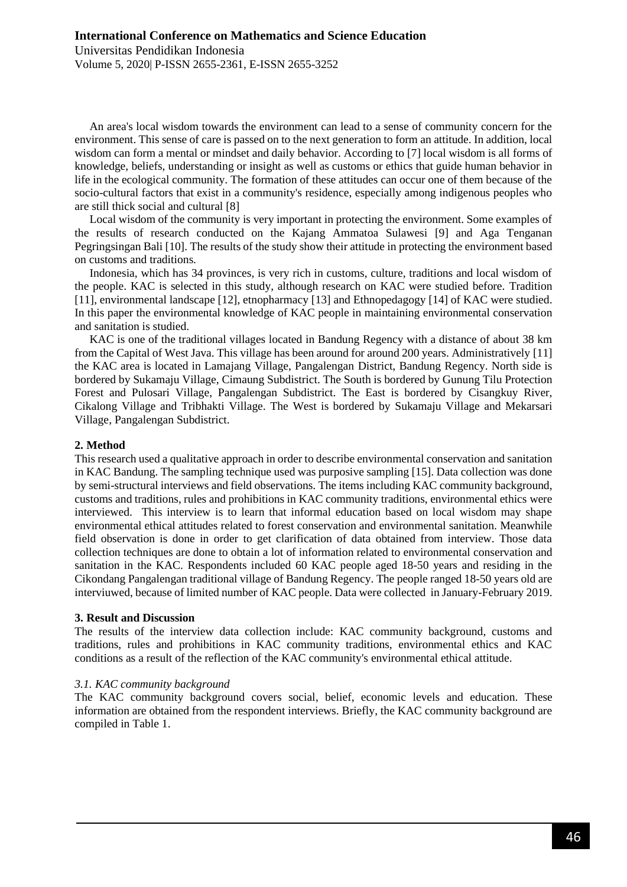An area's local wisdom towards the environment can lead to a sense of community concern for the environment. This sense of care is passed on to the next generation to form an attitude. In addition, local wisdom can form a mental or mindset and daily behavior. According to [7] local wisdom is all forms of knowledge, beliefs, understanding or insight as well as customs or ethics that guide human behavior in life in the ecological community. The formation of these attitudes can occur one of them because of the socio-cultural factors that exist in a community's residence, especially among indigenous peoples who are still thick social and cultural [8]

Local wisdom of the community is very important in protecting the environment. Some examples of the results of research conducted on the Kajang Ammatoa Sulawesi [9] and Aga Tenganan Pegringsingan Bali [10]. The results of the study show their attitude in protecting the environment based on customs and traditions.

Indonesia, which has 34 provinces, is very rich in customs, culture, traditions and local wisdom of the people. KAC is selected in this study, although research on KAC were studied before. Tradition [11], environmental landscape [12], etnopharmacy [13] and Ethnopedagogy [14] of KAC were studied. In this paper the environmental knowledge of KAC people in maintaining environmental conservation and sanitation is studied.

KAC is one of the traditional villages located in Bandung Regency with a distance of about 38 km from the Capital of West Java. This village has been around for around 200 years. Administratively [11] the KAC area is located in Lamajang Village, Pangalengan District, Bandung Regency. North side is bordered by Sukamaju Village, Cimaung Subdistrict. The South is bordered by Gunung Tilu Protection Forest and Pulosari Village, Pangalengan Subdistrict. The East is bordered by Cisangkuy River, Cikalong Village and Tribhakti Village. The West is bordered by Sukamaju Village and Mekarsari Village, Pangalengan Subdistrict.

## 2. Method

This research used a qualitative approach in order to describe environmental conservation and sanitation in KAC Bandung. The sampling technique used was purposive sampling [15]. Data collection was done by semi-structural interviews and field observations. The items including KAC community background, customs and traditions, rules and prohibitions in KAC community traditions, environmental ethics were interviewed. This interview is to learn that informal education based on local wisdom may shape environmental ethical attitudes related to forest conservation and environmental sanitation. Meanwhile field observation is done in order to get clarification of data obtained from interview. Those data collection techniques are done to obtain a lot of information related to environmental conservation and sanitation in the KAC. Respondents included 60 KAC people aged 18-50 years and residing in the Cikondang Pangalengan traditional village of Bandung Regency. The people ranged 18-50 years old are interviuwed, because of limited number of KAC people. Data were collected in January-February 2019.

## 3. Result and Discussion

The results of the interview data collection include: KAC community background, customs and traditions, rules and prohibitions in KAC community traditions, environmental ethics and KAC conditions as a result of the reflection of the KAC community's environmental ethical attitude.

### *3.1. KAC community background*

The KAC community background covers social, belief, economic levels and education. These information are obtained from the respondent interviews. Briefly, the KAC community background are compiled in Table 1.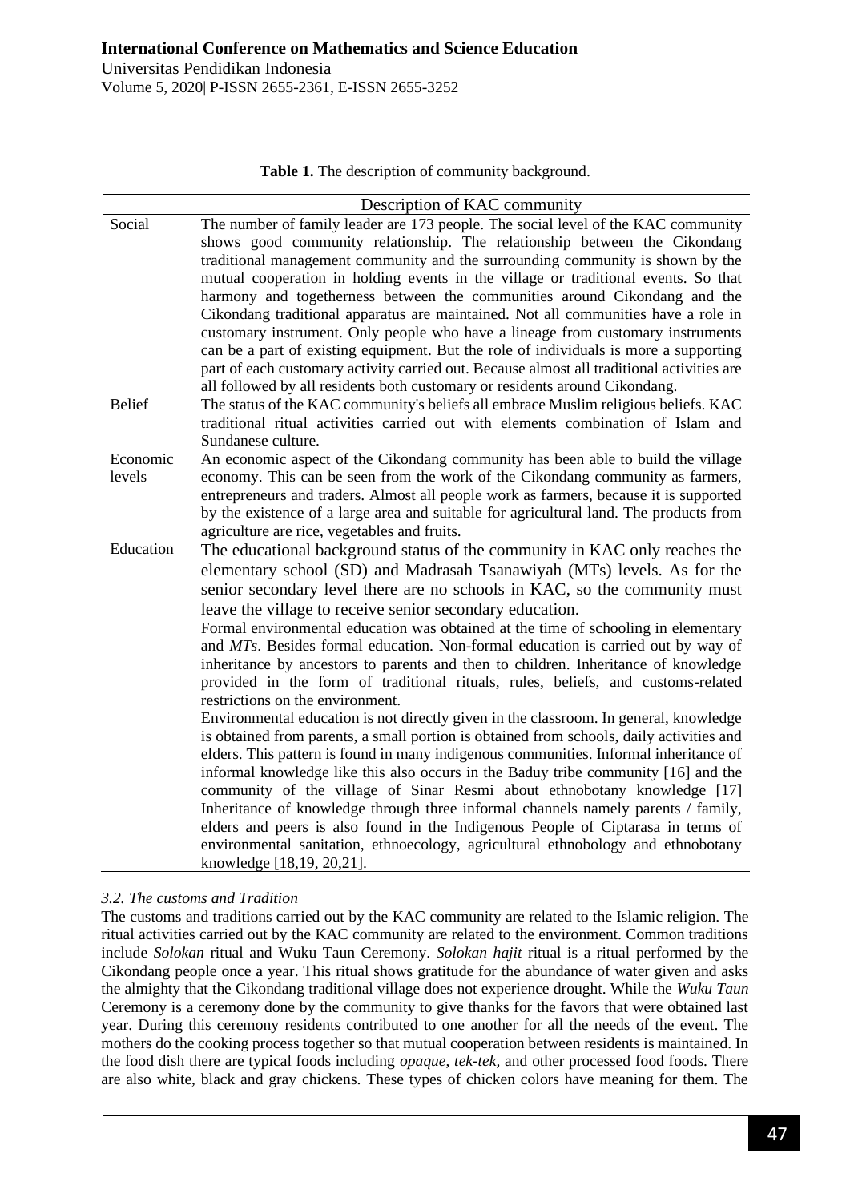**Table 1.** The description of community background.

| | Description of KAC community |
|---|---|
| Social | The number of family leader are 173 people. The social level of the KAC community shows good community relationship. The relationship between the Cikondang traditional management community and the surrounding community is shown by the mutual cooperation in holding events in the village or traditional events. So that harmony and togetherness between the communities around Cikondang and the Cikondang traditional apparatus are maintained. Not all communities have a role in customary instrument. Only people who have a lineage from customary instruments can be a part of existing equipment. But the role of individuals is more a supporting part of each customary activity carried out. Because almost all traditional activities are all followed by all residents both customary or residents around Cikondang. |
| Belief | The status of the KAC community's beliefs all embrace Muslim religious beliefs. KAC traditional ritual activities carried out with elements combination of Islam and Sundanese culture. |
| Economic levels | An economic aspect of the Cikondang community has been able to build the village economy. This can be seen from the work of the Cikondang community as farmers, entrepreneurs and traders. Almost all people work as farmers, because it is supported by the existence of a large area and suitable for agricultural land. The products from agriculture are rice, vegetables and fruits. |
| Education | The educational background status of the community in KAC only reaches the elementary school (SD) and Madrasah Tsanawiyah (MTs) levels. As for the senior secondary level there are no schools in KAC, so the community must leave the village to receive senior secondary education. Formal environmental education was obtained at the time of schooling in elementary and *MTs*. Besides formal education. Non-formal education is carried out by way of inheritance by ancestors to parents and then to children. Inheritance of knowledge provided in the form of traditional rituals, rules, beliefs, and customs-related restrictions on the environment. Environmental education is not directly given in the classroom. In general, knowledge is obtained from parents, a small portion is obtained from schools, daily activities and elders. This pattern is found in many indigenous communities. Informal inheritance of informal knowledge like this also occurs in the Baduy tribe community [16] and the community of the village of Sinar Resmi about ethnobotany knowledge [17] Inheritance of knowledge through three informal channels namely parents / family, elders and peers is also found in the Indigenous People of Ciptarasa in terms of environmental sanitation, ethnoecology, agricultural ethnobology and ethnobotany knowledge [18,19, 20,21]. |

### *3.2. The customs and Tradition*

The customs and traditions carried out by the KAC community are related to the Islamic religion. The ritual activities carried out by the KAC community are related to the environment. Common traditions include *Solokan* ritual and Wuku Taun Ceremony. *Solokan hajit* ritual is a ritual performed by the Cikondang people once a year. This ritual shows gratitude for the abundance of water given and asks the almighty that the Cikondang traditional village does not experience drought. While the *Wuku Taun* Ceremony is a ceremony done by the community to give thanks for the favors that were obtained last year. During this ceremony residents contributed to one another for all the needs of the event. The mothers do the cooking process together so that mutual cooperation between residents is maintained. In the food dish there are typical foods including *opaque*, *tek-tek*, and other processed food foods. There are also white, black and gray chickens. These types of chicken colors have meaning for them. The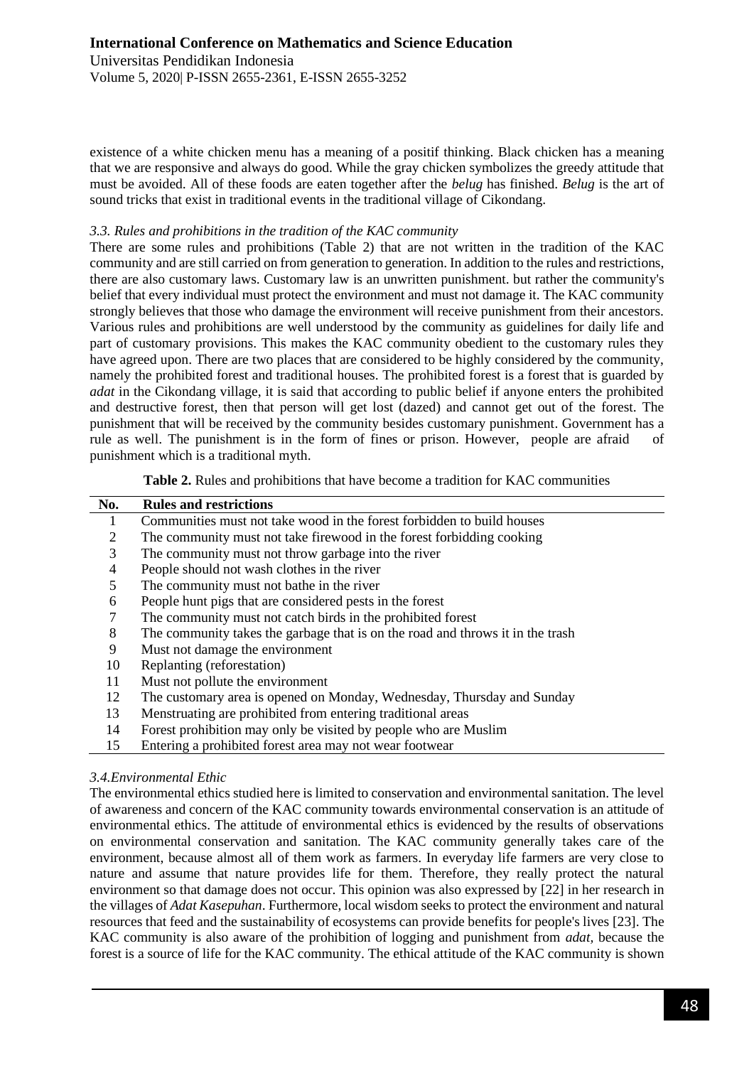existence of a white chicken menu has a meaning of a positif thinking. Black chicken has a meaning that we are responsive and always do good. While the gray chicken symbolizes the greedy attitude that must be avoided. All of these foods are eaten together after the *belug* has finished. *Belug* is the art of sound tricks that exist in traditional events in the traditional village of Cikondang.

### *3.3. Rules and prohibitions in the tradition of the KAC community*

There are some rules and prohibitions (Table 2) that are not written in the tradition of the KAC community and are still carried on from generation to generation. In addition to the rules and restrictions, there are also customary laws. Customary law is an unwritten punishment. but rather the community's belief that every individual must protect the environment and must not damage it. The KAC community strongly believes that those who damage the environment will receive punishment from their ancestors. Various rules and prohibitions are well understood by the community as guidelines for daily life and part of customary provisions. This makes the KAC community obedient to the customary rules they have agreed upon. There are two places that are considered to be highly considered by the community, namely the prohibited forest and traditional houses. The prohibited forest is a forest that is guarded by *adat* in the Cikondang village, it is said that according to public belief if anyone enters the prohibited and destructive forest, then that person will get lost (dazed) and cannot get out of the forest. The punishment that will be received by the community besides customary punishment. Government has a rule as well. The punishment is in the form of fines or prison. However, people are afraid of punishment which is a traditional myth.

**Table 2.** Rules and prohibitions that have become a tradition for KAC communities

| No. | Rules and restrictions |
|---|---|
| 1 | Communities must not take wood in the forest forbidden to build houses |
| 2 | The community must not take firewood in the forest forbidding cooking |
| 3 | The community must not throw garbage into the river |
| 4 | People should not wash clothes in the river |
| 5 | The community must not bathe in the river |
| 6 | People hunt pigs that are considered pests in the forest |
| 7 | The community must not catch birds in the prohibited forest |
| 8 | The community takes the garbage that is on the road and throws it in the trash |
| 9 | Must not damage the environment |
| 10 | Replanting (reforestation) |
| 11 | Must not pollute the environment |
| 12 | The customary area is opened on Monday, Wednesday, Thursday and Sunday |
| 13 | Menstruating are prohibited from entering traditional areas |
| 14 | Forest prohibition may only be visited by people who are Muslim |
| 15 | Entering a prohibited forest area may not wear footwear |

### *3.4.Environmental Ethic*

The environmental ethics studied here is limited to conservation and environmental sanitation. The level of awareness and concern of the KAC community towards environmental conservation is an attitude of environmental ethics. The attitude of environmental ethics is evidenced by the results of observations on environmental conservation and sanitation. The KAC community generally takes care of the environment, because almost all of them work as farmers. In everyday life farmers are very close to nature and assume that nature provides life for them. Therefore, they really protect the natural environment so that damage does not occur. This opinion was also expressed by [22] in her research in the villages of *Adat Kasepuhan*. Furthermore, local wisdom seeks to protect the environment and natural resources that feed and the sustainability of ecosystems can provide benefits for people's lives [23]. The KAC community is also aware of the prohibition of logging and punishment from *adat*, because the forest is a source of life for the KAC community. The ethical attitude of the KAC community is shown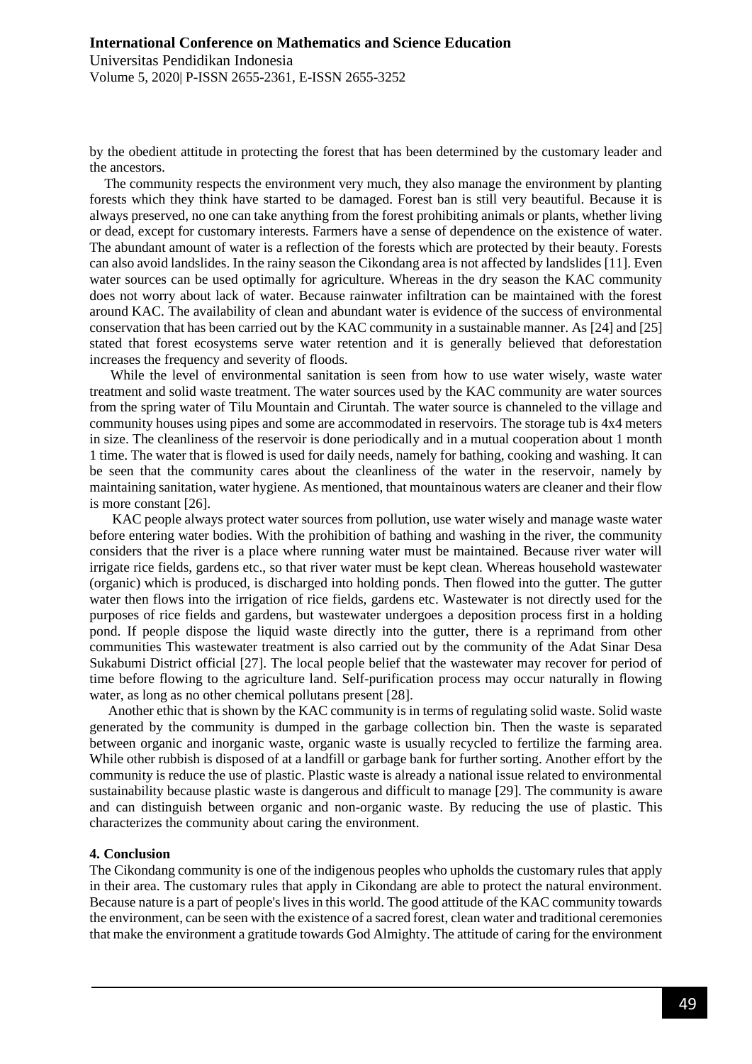by the obedient attitude in protecting the forest that has been determined by the customary leader and the ancestors.

The community respects the environment very much, they also manage the environment by planting forests which they think have started to be damaged. Forest ban is still very beautiful. Because it is always preserved, no one can take anything from the forest prohibiting animals or plants, whether living or dead, except for customary interests. Farmers have a sense of dependence on the existence of water. The abundant amount of water is a reflection of the forests which are protected by their beauty. Forests can also avoid landslides. In the rainy season the Cikondang area is not affected by landslides [11]. Even water sources can be used optimally for agriculture. Whereas in the dry season the KAC community does not worry about lack of water. Because rainwater infiltration can be maintained with the forest around KAC. The availability of clean and abundant water is evidence of the success of environmental conservation that has been carried out by the KAC community in a sustainable manner. As [24] and [25] stated that forest ecosystems serve water retention and it is generally believed that deforestation increases the frequency and severity of floods.

While the level of environmental sanitation is seen from how to use water wisely, waste water treatment and solid waste treatment. The water sources used by the KAC community are water sources from the spring water of Tilu Mountain and Ciruntah. The water source is channeled to the village and community houses using pipes and some are accommodated in reservoirs. The storage tub is 4x4 meters in size. The cleanliness of the reservoir is done periodically and in a mutual cooperation about 1 month 1 time. The water that is flowed is used for daily needs, namely for bathing, cooking and washing. It can be seen that the community cares about the cleanliness of the water in the reservoir, namely by maintaining sanitation, water hygiene. As mentioned, that mountainous waters are cleaner and their flow is more constant [26].

KAC people always protect water sources from pollution, use water wisely and manage waste water before entering water bodies. With the prohibition of bathing and washing in the river, the community considers that the river is a place where running water must be maintained. Because river water will irrigate rice fields, gardens etc., so that river water must be kept clean. Whereas household wastewater (organic) which is produced, is discharged into holding ponds. Then flowed into the gutter. The gutter water then flows into the irrigation of rice fields, gardens etc. Wastewater is not directly used for the purposes of rice fields and gardens, but wastewater undergoes a deposition process first in a holding pond. If people dispose the liquid waste directly into the gutter, there is a reprimand from other communities This wastewater treatment is also carried out by the community of the Adat Sinar Desa Sukabumi District official [27]. The local people belief that the wastewater may recover for period of time before flowing to the agriculture land. Self-purification process may occur naturally in flowing water, as long as no other chemical pollutans present [28].

Another ethic that is shown by the KAC community is in terms of regulating solid waste. Solid waste generated by the community is dumped in the garbage collection bin. Then the waste is separated between organic and inorganic waste, organic waste is usually recycled to fertilize the farming area. While other rubbish is disposed of at a landfill or garbage bank for further sorting. Another effort by the community is reduce the use of plastic. Plastic waste is already a national issue related to environmental sustainability because plastic waste is dangerous and difficult to manage [29]. The community is aware and can distinguish between organic and non-organic waste. By reducing the use of plastic. This characterizes the community about caring the environment.

## 4. Conclusion

The Cikondang community is one of the indigenous peoples who upholds the customary rules that apply in their area. The customary rules that apply in Cikondang are able to protect the natural environment. Because nature is a part of people's lives in this world. The good attitude of the KAC community towards the environment, can be seen with the existence of a sacred forest, clean water and traditional ceremonies that make the environment a gratitude towards God Almighty. The attitude of caring for the environment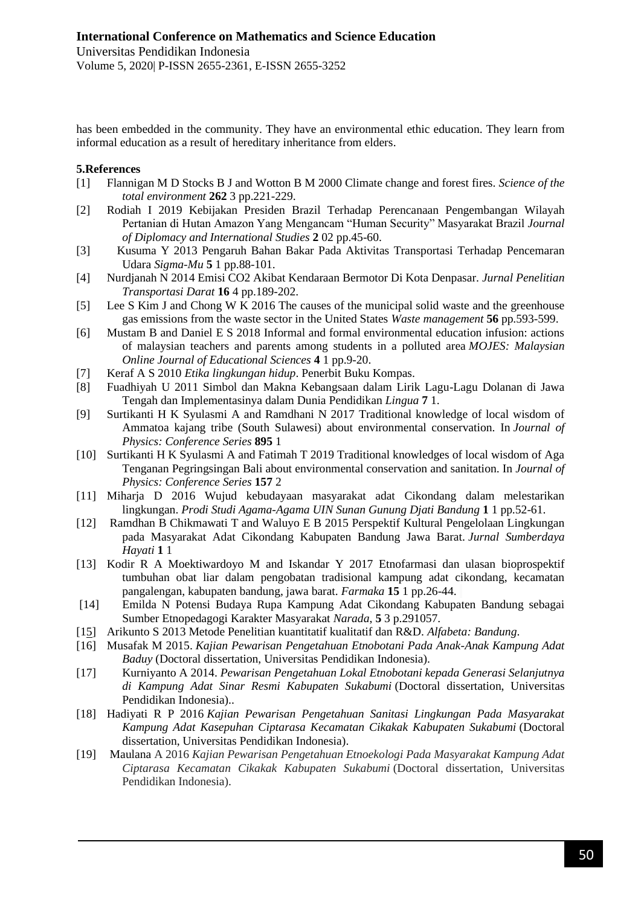has been embedded in the community. They have an environmental ethic education. They learn from informal education as a result of hereditary inheritance from elders.

## 5.References

[1] Flannigan M D Stocks B J and Wotton B M 2000 Climate change and forest fires. *Science of the total environment* **262** 3 pp.221-229.

[2] Rodiah I 2019 Kebijakan Presiden Brazil Terhadap Perencanaan Pengembangan Wilayah Pertanian di Hutan Amazon Yang Mengancam "Human Security" Masyarakat Brazil *Journal of Diplomacy and International Studies* **2** 02 pp.45-60.

[3] Kusuma Y 2013 Pengaruh Bahan Bakar Pada Aktivitas Transportasi Terhadap Pencemaran Udara *Sigma-Mu* **5** 1 pp.88-101.

[4] Nurdjanah N 2014 Emisi CO2 Akibat Kendaraan Bermotor Di Kota Denpasar. *Jurnal Penelitian Transportasi Darat* **16** 4 pp.189-202.

[5] Lee S Kim J and Chong W K 2016 The causes of the municipal solid waste and the greenhouse gas emissions from the waste sector in the United States *Waste management* **56** pp.593-599.

[6] Mustam B and Daniel E S 2018 Informal and formal environmental education infusion: actions of malaysian teachers and parents among students in a polluted area *MOJES: Malaysian Online Journal of Educational Sciences* **4** 1 pp.9-20.

[7] Keraf A S 2010 *Etika lingkungan hidup*. Penerbit Buku Kompas.

[8] Fuadhiyah U 2011 Simbol dan Makna Kebangsaan dalam Lirik Lagu-Lagu Dolanan di Jawa Tengah dan Implementasinya dalam Dunia Pendidikan *Lingua* **7** 1.

[9] Surtikanti H K Syulasmi A and Ramdhani N 2017 Traditional knowledge of local wisdom of Ammatoa kajang tribe (South Sulawesi) about environmental conservation. In *Journal of Physics: Conference Series* **895** 1

[10] Surtikanti H K Syulasmi A and Fatimah T 2019 Traditional knowledges of local wisdom of Aga Tenganan Pegringsingan Bali about environmental conservation and sanitation. In *Journal of Physics: Conference Series* **157** 2

[11] Miharja D 2016 Wujud kebudayaan masyarakat adat Cikondang dalam melestarikan lingkungan. *Prodi Studi Agama-Agama UIN Sunan Gunung Djati Bandung* **1** 1 pp.52-61.

[12] Ramdhan B Chikmawati T and Waluyo E B 2015 Perspektif Kultural Pengelolaan Lingkungan pada Masyarakat Adat Cikondang Kabupaten Bandung Jawa Barat. *Jurnal Sumberdaya Hayati* **1** 1

[13] Kodir R A Moektiwardoyo M and Iskandar Y 2017 Etnofarmasi dan ulasan bioprospektif tumbuhan obat liar dalam pengobatan tradisional kampung adat cikondang, kecamatan pangalengan, kabupaten bandung, jawa barat. *Farmaka* **15** 1 pp.26-44.

[14] Emilda N Potensi Budaya Rupa Kampung Adat Cikondang Kabupaten Bandung sebagai Sumber Etnopedagogi Karakter Masyarakat *Narada*, **5** 3 p.291057.

[15] Arikunto S 2013 Metode Penelitian kuantitatif kualitatif dan R&D. *Alfabeta: Bandung*.

[16] Musafak M 2015. *Kajian Pewarisan Pengetahuan Etnobotani Pada Anak-Anak Kampung Adat Baduy* (Doctoral dissertation, Universitas Pendidikan Indonesia).

[17] Kurniyanto A 2014. *Pewarisan Pengetahuan Lokal Etnobotani kepada Generasi Selanjutnya di Kampung Adat Sinar Resmi Kabupaten Sukabumi* (Doctoral dissertation, Universitas Pendidikan Indonesia)..

[18] Hadiyati R P 2016 *Kajian Pewarisan Pengetahuan Sanitasi Lingkungan Pada Masyarakat Kampung Adat Kasepuhan Ciptarasa Kecamatan Cikakak Kabupaten Sukabumi* (Doctoral dissertation, Universitas Pendidikan Indonesia).

[19] Maulana A 2016 *Kajian Pewarisan Pengetahuan Etnoekologi Pada Masyarakat Kampung Adat Ciptarasa Kecamatan Cikakak Kabupaten Sukabumi* (Doctoral dissertation, Universitas Pendidikan Indonesia).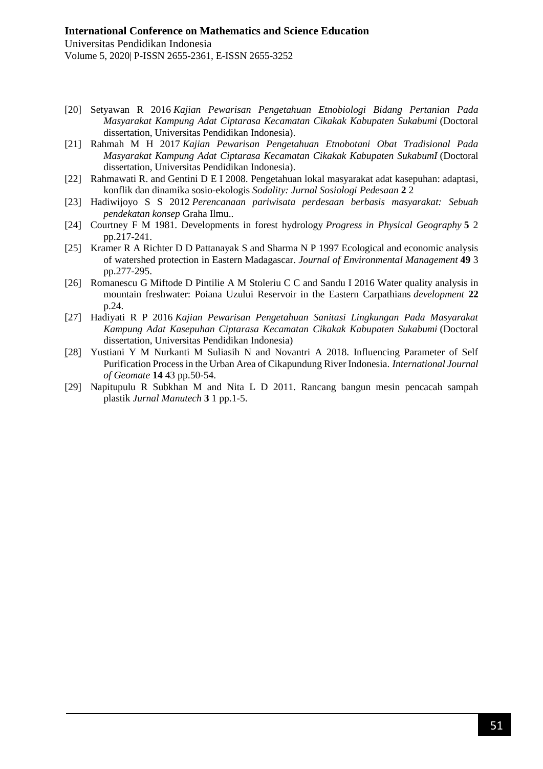[20] Setyawan R 2016 *Kajian Pewarisan Pengetahuan Etnobiologi Bidang Pertanian Pada Masyarakat Kampung Adat Ciptarasa Kecamatan Cikakak Kabupaten Sukabumi* (Doctoral dissertation, Universitas Pendidikan Indonesia).

[21] Rahmah M H 2017 *Kajian Pewarisan Pengetahuan Etnobotani Obat Tradisional Pada Masyarakat Kampung Adat Ciptarasa Kecamatan Cikakak Kabupaten SukabumI* (Doctoral dissertation, Universitas Pendidikan Indonesia).

[22] Rahmawati R. and Gentini D E I 2008. Pengetahuan lokal masyarakat adat kasepuhan: adaptasi, konflik dan dinamika sosio-ekologis *Sodality: Jurnal Sosiologi Pedesaan* **2** 2

[23] Hadiwijoyo S S 2012 *Perencanaan pariwisata perdesaan berbasis masyarakat: Sebuah pendekatan konsep* Graha Ilmu..

[24] Courtney F M 1981. Developments in forest hydrology *Progress in Physical Geography* **5** 2 pp.217-241.

[25] Kramer R A Richter D D Pattanayak S and Sharma N P 1997 Ecological and economic analysis of watershed protection in Eastern Madagascar. *Journal of Environmental Management* **49** 3 pp.277-295.

[26] Romanescu G Miftode D Pintilie A M Stoleriu C C and Sandu I 2016 Water quality analysis in mountain freshwater: Poiana Uzului Reservoir in the Eastern Carpathians *development* **22** p.24.

[27] Hadiyati R P 2016 *Kajian Pewarisan Pengetahuan Sanitasi Lingkungan Pada Masyarakat Kampung Adat Kasepuhan Ciptarasa Kecamatan Cikakak Kabupaten Sukabumi* (Doctoral dissertation, Universitas Pendidikan Indonesia)

[28] Yustiani Y M Nurkanti M Suliasih N and Novantri A 2018. Influencing Parameter of Self Purification Process in the Urban Area of Cikapundung River Indonesia. *International Journal of Geomate* **14** 43 pp.50-54.

[29] Napitupulu R Subkhan M and Nita L D 2011. Rancang bangun mesin pencacah sampah plastik *Jurnal Manutech* **3** 1 pp.1-5.